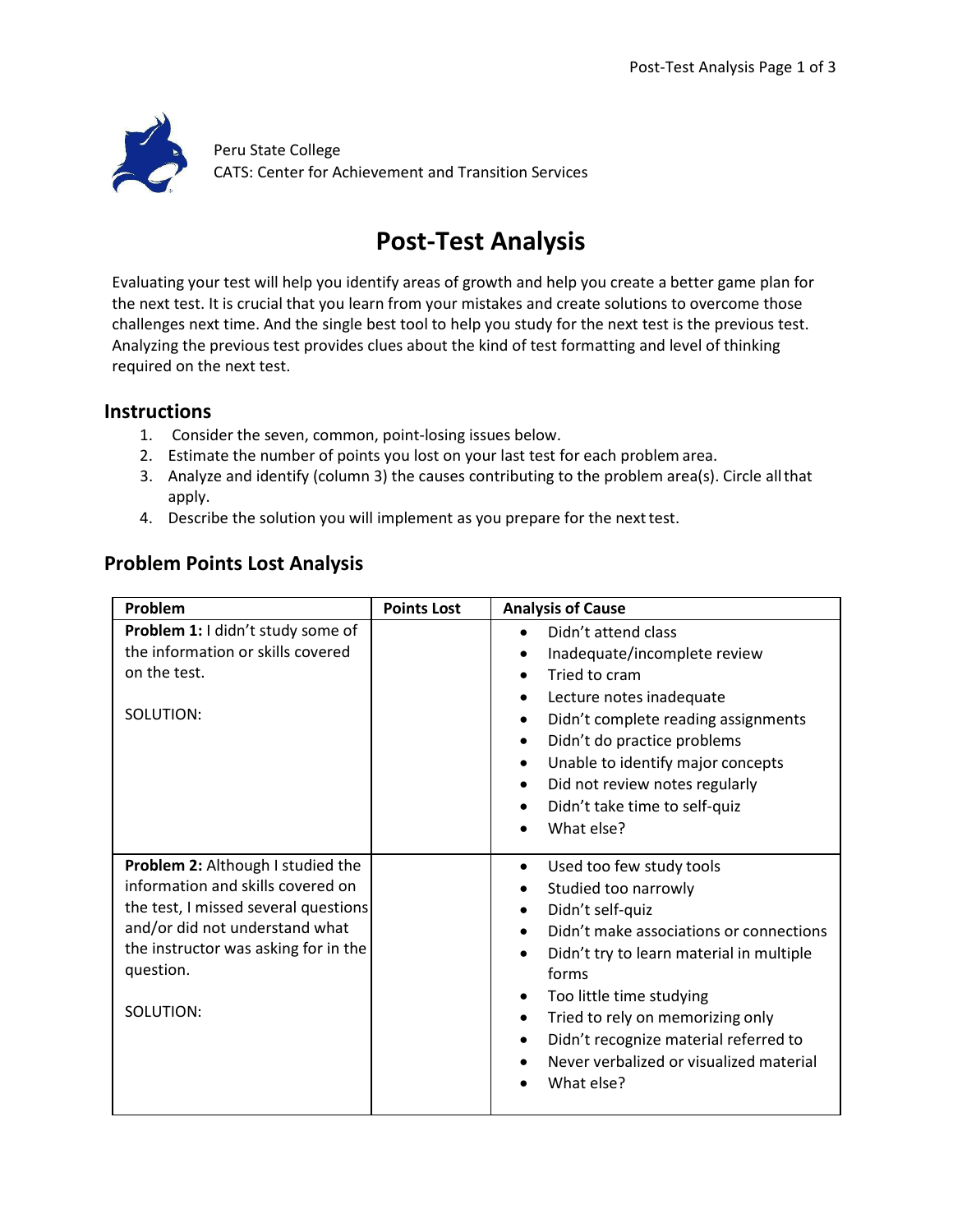Peru State College
CATS: Center for Achievement and Transition Services

# Post-Test Analysis

Evaluating your test will help you identify areas of growth and help you create a better game plan for the next test. It is crucial that you learn from your mistakes and create solutions to overcome those challenges next time. And the single best tool to help you study for the next test is the previous test. Analyzing the previous test provides clues about the kind of test formatting and level of thinking required on the next test.

## Instructions

1. Consider the seven, common, point-losing issues below.
2. Estimate the number of points you lost on your last test for each problem area.
3. Analyze and identify (column 3) the causes contributing to the problem area(s). Circle all that apply.
4. Describe the solution you will implement as you prepare for the next test.

## Problem Points Lost Analysis

| Problem | Points Lost | Analysis of Cause |
| --- | --- | --- |
| **Problem 1:** I didn't study some of the information or skills covered on the test.<br><br>SOLUTION: | | • Didn't attend class<br>• Inadequate/incomplete review<br>• Tried to cram<br>• Lecture notes inadequate<br>• Didn't complete reading assignments<br>• Didn't do practice problems<br>• Unable to identify major concepts<br>• Did not review notes regularly<br>• Didn't take time to self-quiz<br>• What else? |
| **Problem 2:** Although I studied the information and skills covered on the test, I missed several questions and/or did not understand what the instructor was asking for in the question.<br><br>SOLUTION: | | • Used too few study tools<br>• Studied too narrowly<br>• Didn't self-quiz<br>• Didn't make associations or connections<br>• Didn't try to learn material in multiple forms<br>• Too little time studying<br>• Tried to rely on memorizing only<br>• Didn't recognize material referred to<br>• Never verbalized or visualized material<br>• What else? |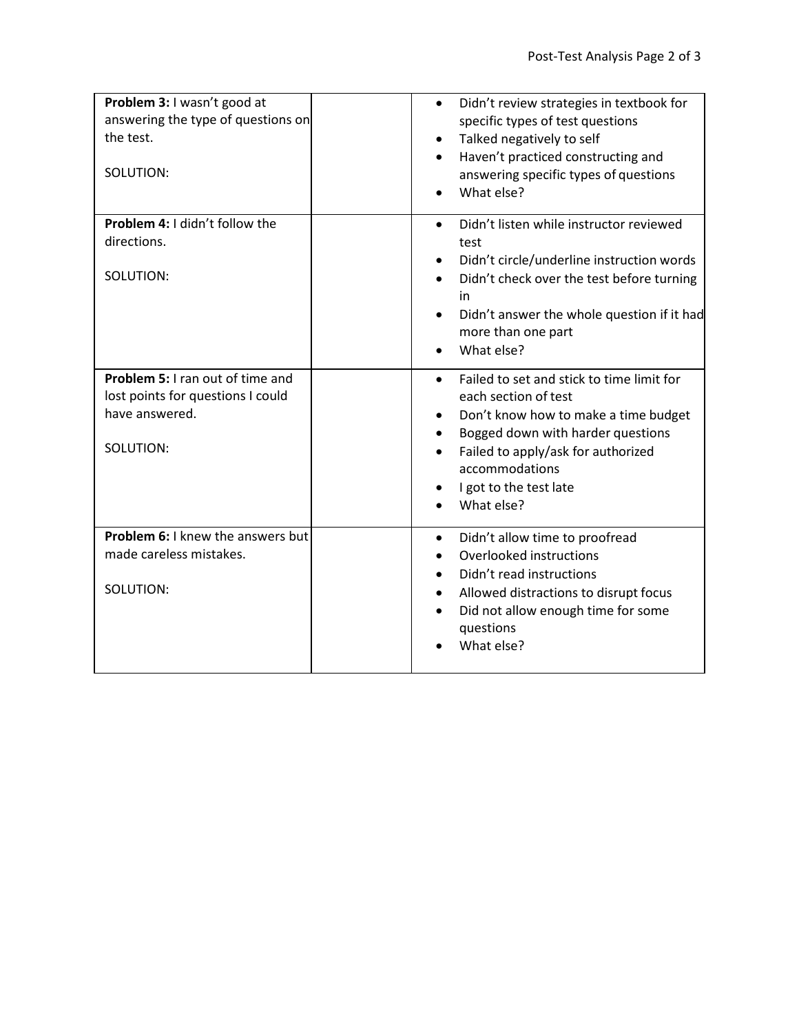| | | |
|---|---|---|
| **Problem 3:** I wasn't good at answering the type of questions on the test.<br><br>SOLUTION: | | • Didn't review strategies in textbook for specific types of test questions<br>• Talked negatively to self<br>• Haven't practiced constructing and answering specific types of questions<br>• What else? |
| **Problem 4:** I didn't follow the directions.<br><br>SOLUTION: | | • Didn't listen while instructor reviewed test<br>• Didn't circle/underline instruction words<br>• Didn't check over the test before turning in<br>• Didn't answer the whole question if it had more than one part<br>• What else? |
| **Problem 5:** I ran out of time and lost points for questions I could have answered.<br><br>SOLUTION: | | • Failed to set and stick to time limit for each section of test<br>• Don't know how to make a time budget<br>• Bogged down with harder questions<br>• Failed to apply/ask for authorized accommodations<br>• I got to the test late<br>• What else? |
| **Problem 6:** I knew the answers but made careless mistakes.<br><br>SOLUTION: | | • Didn't allow time to proofread<br>• Overlooked instructions<br>• Didn't read instructions<br>• Allowed distractions to disrupt focus<br>• Did not allow enough time for some questions<br>• What else? |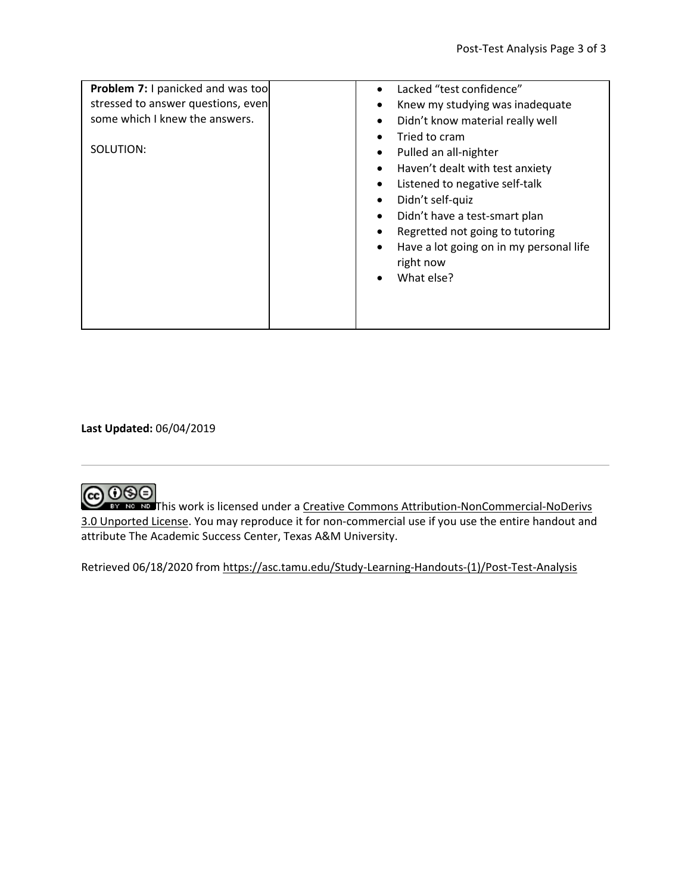| | | |
|---|---|---|
| **Problem 7:** I panicked and was too stressed to answer questions, even some which I knew the answers.<br><br>SOLUTION: | | • Lacked "test confidence"<br>• Knew my studying was inadequate<br>• Didn't know material really well<br>• Tried to cram<br>• Pulled an all-nighter<br>• Haven't dealt with test anxiety<br>• Listened to negative self-talk<br>• Didn't self-quiz<br>• Didn't have a test-smart plan<br>• Regretted not going to tutoring<br>• Have a lot going on in my personal life right now<br>• What else? |

**Last Updated:** 06/04/2019

---

This work is licensed under a Creative Commons Attribution-NonCommercial-NoDerivs 3.0 Unported License. You may reproduce it for non-commercial use if you use the entire handout and attribute The Academic Success Center, Texas A&M University.

Retrieved 06/18/2020 from https://asc.tamu.edu/Study-Learning-Handouts-(1)/Post-Test-Analysis